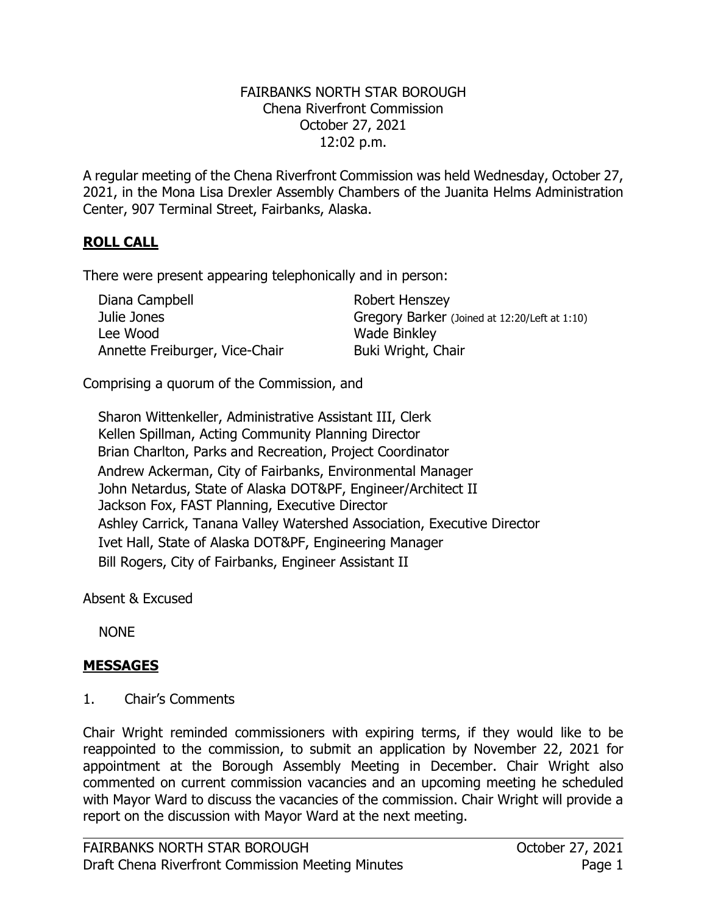FAIRBANKS NORTH STAR BOROUGH
Chena Riverfront Commission
October 27, 2021
12:02 p.m.

A regular meeting of the Chena Riverfront Commission was held Wednesday, October 27, 2021, in the Mona Lisa Drexler Assembly Chambers of the Juanita Helms Administration Center, 907 Terminal Street, Fairbanks, Alaska.

## **ROLL CALL**

There were present appearing telephonically and in person:

- Diana Campbell
- Julie Jones
- Lee Wood
- Annette Freiburger, Vice-Chair
- Robert Henszey
- Gregory Barker (Joined at 12:20/Left at 1:10)
- Wade Binkley
- Buki Wright, Chair

Comprising a quorum of the Commission, and

- Sharon Wittenkeller, Administrative Assistant III, Clerk
- Kellen Spillman, Acting Community Planning Director
- Brian Charlton, Parks and Recreation, Project Coordinator
- Andrew Ackerman, City of Fairbanks, Environmental Manager
- John Netardus, State of Alaska DOT&PF, Engineer/Architect II
- Jackson Fox, FAST Planning, Executive Director
- Ashley Carrick, Tanana Valley Watershed Association, Executive Director
- Ivet Hall, State of Alaska DOT&PF, Engineering Manager
- Bill Rogers, City of Fairbanks, Engineer Assistant II

Absent & Excused

NONE

## **MESSAGES**

1. Chair's Comments

Chair Wright reminded commissioners with expiring terms, if they would like to be reappointed to the commission, to submit an application by November 22, 2021 for appointment at the Borough Assembly Meeting in December. Chair Wright also commented on current commission vacancies and an upcoming meeting he scheduled with Mayor Ward to discuss the vacancies of the commission. Chair Wright will provide a report on the discussion with Mayor Ward at the next meeting.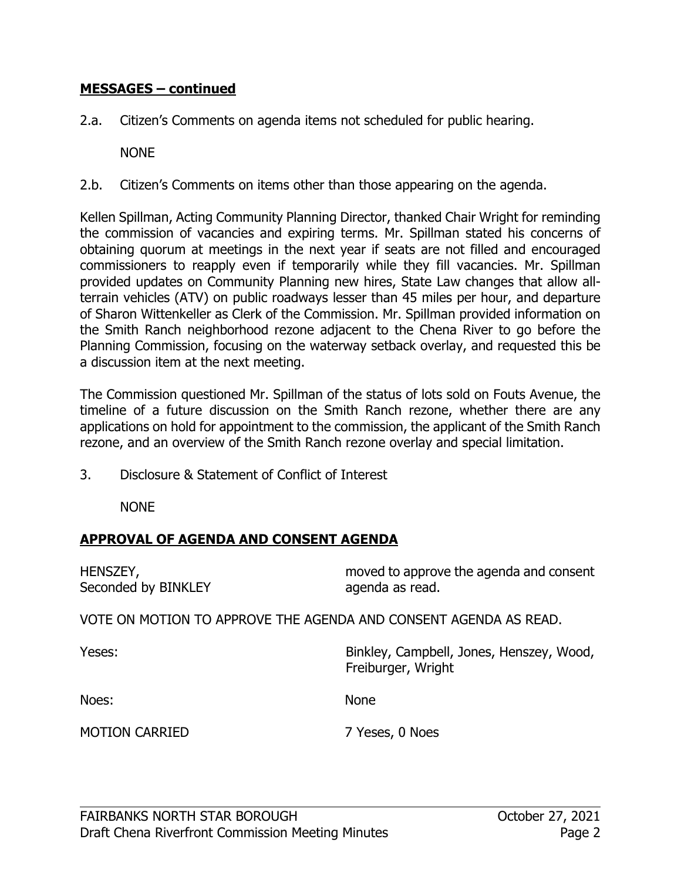## MESSAGES – continued

2.a. Citizen's Comments on agenda items not scheduled for public hearing.

NONE

2.b. Citizen's Comments on items other than those appearing on the agenda.

Kellen Spillman, Acting Community Planning Director, thanked Chair Wright for reminding the commission of vacancies and expiring terms. Mr. Spillman stated his concerns of obtaining quorum at meetings in the next year if seats are not filled and encouraged commissioners to reapply even if temporarily while they fill vacancies. Mr. Spillman provided updates on Community Planning new hires, State Law changes that allow all-terrain vehicles (ATV) on public roadways lesser than 45 miles per hour, and departure of Sharon Wittenkeller as Clerk of the Commission. Mr. Spillman provided information on the Smith Ranch neighborhood rezone adjacent to the Chena River to go before the Planning Commission, focusing on the waterway setback overlay, and requested this be a discussion item at the next meeting.

The Commission questioned Mr. Spillman of the status of lots sold on Fouts Avenue, the timeline of a future discussion on the Smith Ranch rezone, whether there are any applications on hold for appointment to the commission, the applicant of the Smith Ranch rezone, and an overview of the Smith Ranch rezone overlay and special limitation.

3. Disclosure & Statement of Conflict of Interest

NONE

## APPROVAL OF AGENDA AND CONSENT AGENDA

HENSZEY,
Seconded by BINKLEY

moved to approve the agenda and consent agenda as read.

VOTE ON MOTION TO APPROVE THE AGENDA AND CONSENT AGENDA AS READ.

Yeses: Binkley, Campbell, Jones, Henszey, Wood, Freiburger, Wright

Noes: None

MOTION CARRIED 7 Yeses, 0 Noes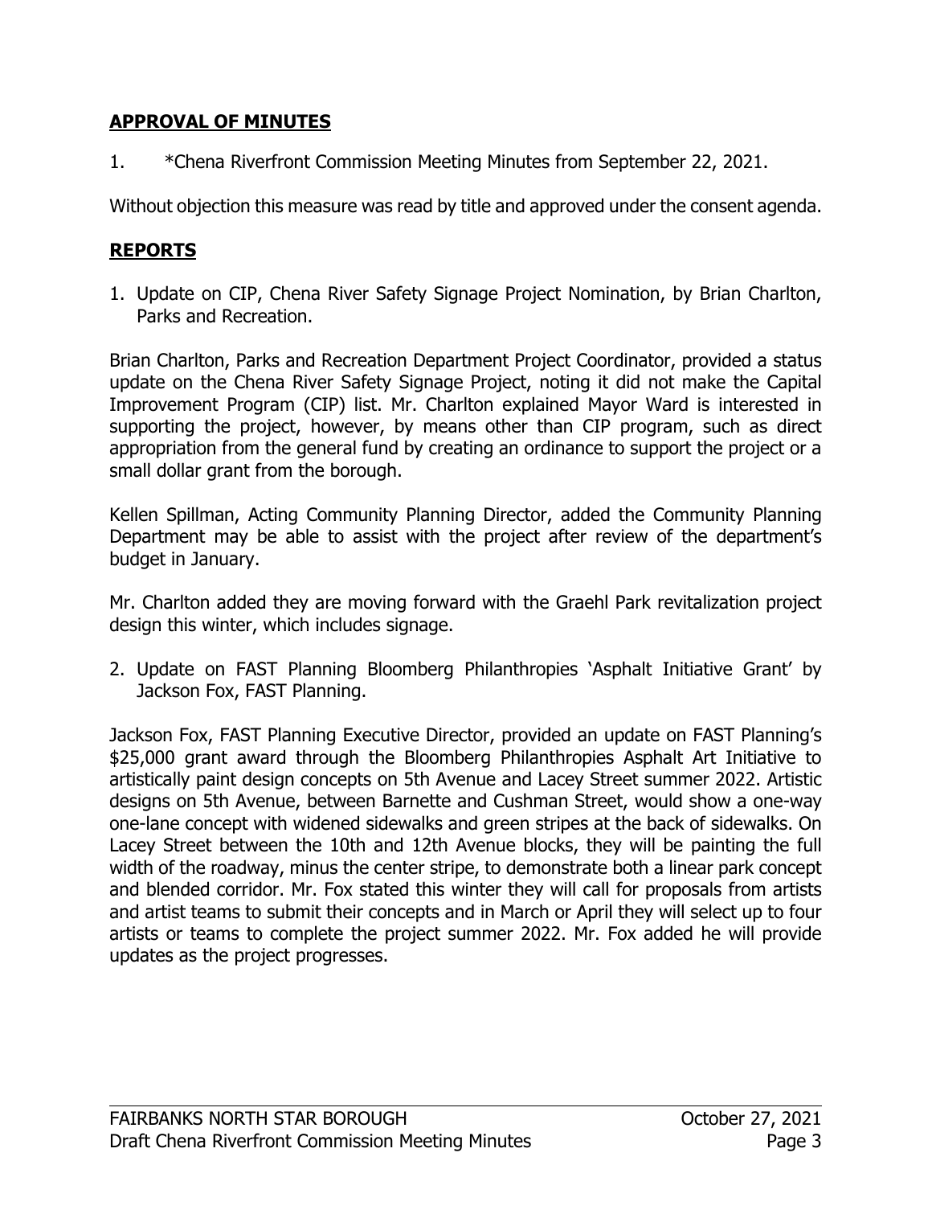## APPROVAL OF MINUTES

1. *Chena Riverfront Commission Meeting Minutes from September 22, 2021.

Without objection this measure was read by title and approved under the consent agenda.

## REPORTS

1. Update on CIP, Chena River Safety Signage Project Nomination, by Brian Charlton, Parks and Recreation.

Brian Charlton, Parks and Recreation Department Project Coordinator, provided a status update on the Chena River Safety Signage Project, noting it did not make the Capital Improvement Program (CIP) list. Mr. Charlton explained Mayor Ward is interested in supporting the project, however, by means other than CIP program, such as direct appropriation from the general fund by creating an ordinance to support the project or a small dollar grant from the borough.

Kellen Spillman, Acting Community Planning Director, added the Community Planning Department may be able to assist with the project after review of the department's budget in January.

Mr. Charlton added they are moving forward with the Graehl Park revitalization project design this winter, which includes signage.

2. Update on FAST Planning Bloomberg Philanthropies 'Asphalt Initiative Grant' by Jackson Fox, FAST Planning.

Jackson Fox, FAST Planning Executive Director, provided an update on FAST Planning's $25,000 grant award through the Bloomberg Philanthropies Asphalt Art Initiative to artistically paint design concepts on 5th Avenue and Lacey Street summer 2022. Artistic designs on 5th Avenue, between Barnette and Cushman Street, would show a one-way one-lane concept with widened sidewalks and green stripes at the back of sidewalks. On Lacey Street between the 10th and 12th Avenue blocks, they will be painting the full width of the roadway, minus the center stripe, to demonstrate both a linear park concept and blended corridor. Mr. Fox stated this winter they will call for proposals from artists and artist teams to submit their concepts and in March or April they will select up to four artists or teams to complete the project summer 2022. Mr. Fox added he will provide updates as the project progresses.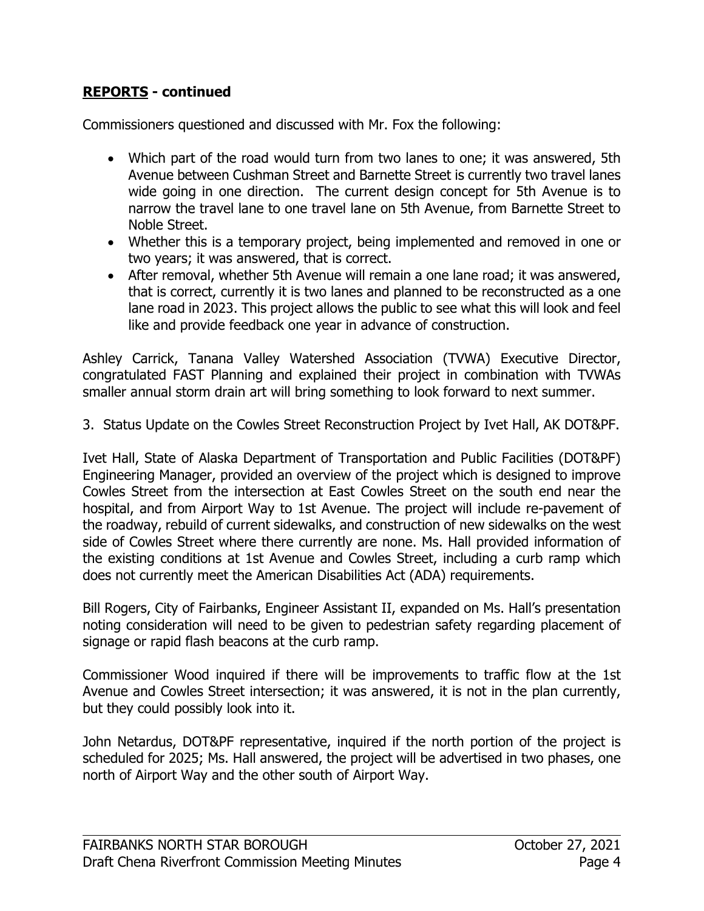## **REPORTS - continued**

Commissioners questioned and discussed with Mr. Fox the following:

- Which part of the road would turn from two lanes to one; it was answered, 5th Avenue between Cushman Street and Barnette Street is currently two travel lanes wide going in one direction. The current design concept for 5th Avenue is to narrow the travel lane to one travel lane on 5th Avenue, from Barnette Street to Noble Street.
- Whether this is a temporary project, being implemented and removed in one or two years; it was answered, that is correct.
- After removal, whether 5th Avenue will remain a one lane road; it was answered, that is correct, currently it is two lanes and planned to be reconstructed as a one lane road in 2023. This project allows the public to see what this will look and feel like and provide feedback one year in advance of construction.

Ashley Carrick, Tanana Valley Watershed Association (TVWA) Executive Director, congratulated FAST Planning and explained their project in combination with TVWAs smaller annual storm drain art will bring something to look forward to next summer.

3. Status Update on the Cowles Street Reconstruction Project by Ivet Hall, AK DOT&PF.

Ivet Hall, State of Alaska Department of Transportation and Public Facilities (DOT&PF) Engineering Manager, provided an overview of the project which is designed to improve Cowles Street from the intersection at East Cowles Street on the south end near the hospital, and from Airport Way to 1st Avenue. The project will include re-pavement of the roadway, rebuild of current sidewalks, and construction of new sidewalks on the west side of Cowles Street where there currently are none. Ms. Hall provided information of the existing conditions at 1st Avenue and Cowles Street, including a curb ramp which does not currently meet the American Disabilities Act (ADA) requirements.

Bill Rogers, City of Fairbanks, Engineer Assistant II, expanded on Ms. Hall's presentation noting consideration will need to be given to pedestrian safety regarding placement of signage or rapid flash beacons at the curb ramp.

Commissioner Wood inquired if there will be improvements to traffic flow at the 1st Avenue and Cowles Street intersection; it was answered, it is not in the plan currently, but they could possibly look into it.

John Netardus, DOT&PF representative, inquired if the north portion of the project is scheduled for 2025; Ms. Hall answered, the project will be advertised in two phases, one north of Airport Way and the other south of Airport Way.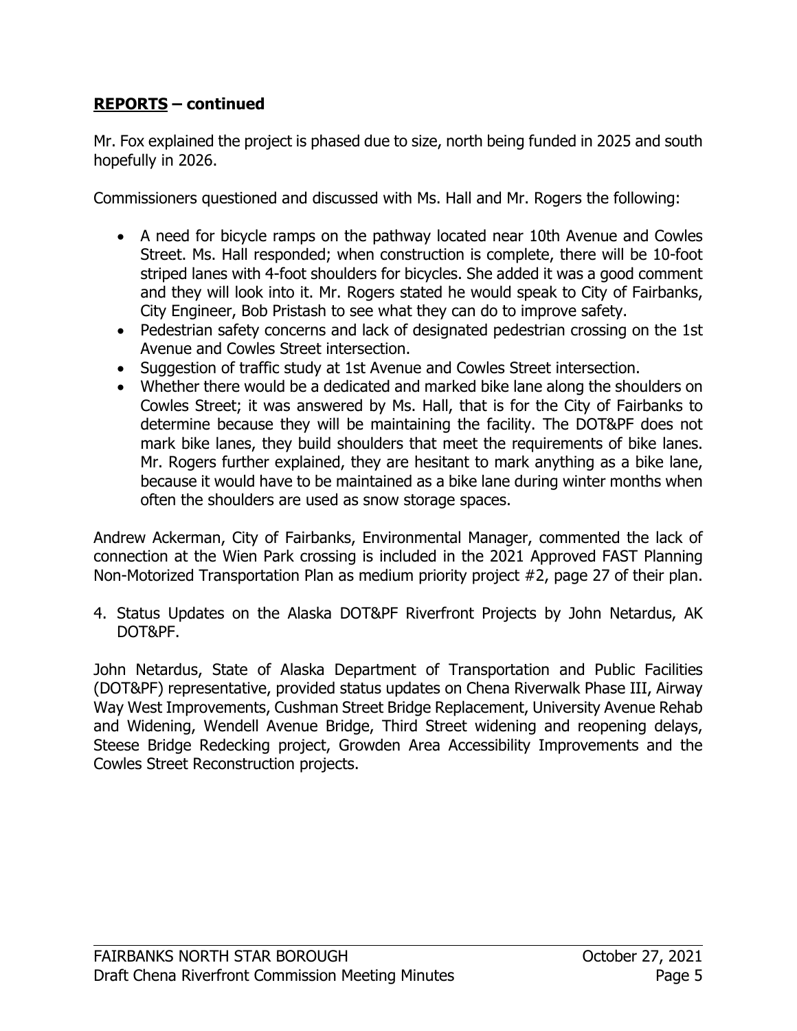## **REPORTS – continued**

Mr. Fox explained the project is phased due to size, north being funded in 2025 and south hopefully in 2026.

Commissioners questioned and discussed with Ms. Hall and Mr. Rogers the following:

- A need for bicycle ramps on the pathway located near 10th Avenue and Cowles Street. Ms. Hall responded; when construction is complete, there will be 10-foot striped lanes with 4-foot shoulders for bicycles. She added it was a good comment and they will look into it. Mr. Rogers stated he would speak to City of Fairbanks, City Engineer, Bob Pristash to see what they can do to improve safety.
- Pedestrian safety concerns and lack of designated pedestrian crossing on the 1st Avenue and Cowles Street intersection.
- Suggestion of traffic study at 1st Avenue and Cowles Street intersection.
- Whether there would be a dedicated and marked bike lane along the shoulders on Cowles Street; it was answered by Ms. Hall, that is for the City of Fairbanks to determine because they will be maintaining the facility. The DOT&PF does not mark bike lanes, they build shoulders that meet the requirements of bike lanes. Mr. Rogers further explained, they are hesitant to mark anything as a bike lane, because it would have to be maintained as a bike lane during winter months when often the shoulders are used as snow storage spaces.

Andrew Ackerman, City of Fairbanks, Environmental Manager, commented the lack of connection at the Wien Park crossing is included in the 2021 Approved FAST Planning Non-Motorized Transportation Plan as medium priority project #2, page 27 of their plan.

4. Status Updates on the Alaska DOT&PF Riverfront Projects by John Netardus, AK DOT&PF.

John Netardus, State of Alaska Department of Transportation and Public Facilities (DOT&PF) representative, provided status updates on Chena Riverwalk Phase III, Airway Way West Improvements, Cushman Street Bridge Replacement, University Avenue Rehab and Widening, Wendell Avenue Bridge, Third Street widening and reopening delays, Steese Bridge Redecking project, Growden Area Accessibility Improvements and the Cowles Street Reconstruction projects.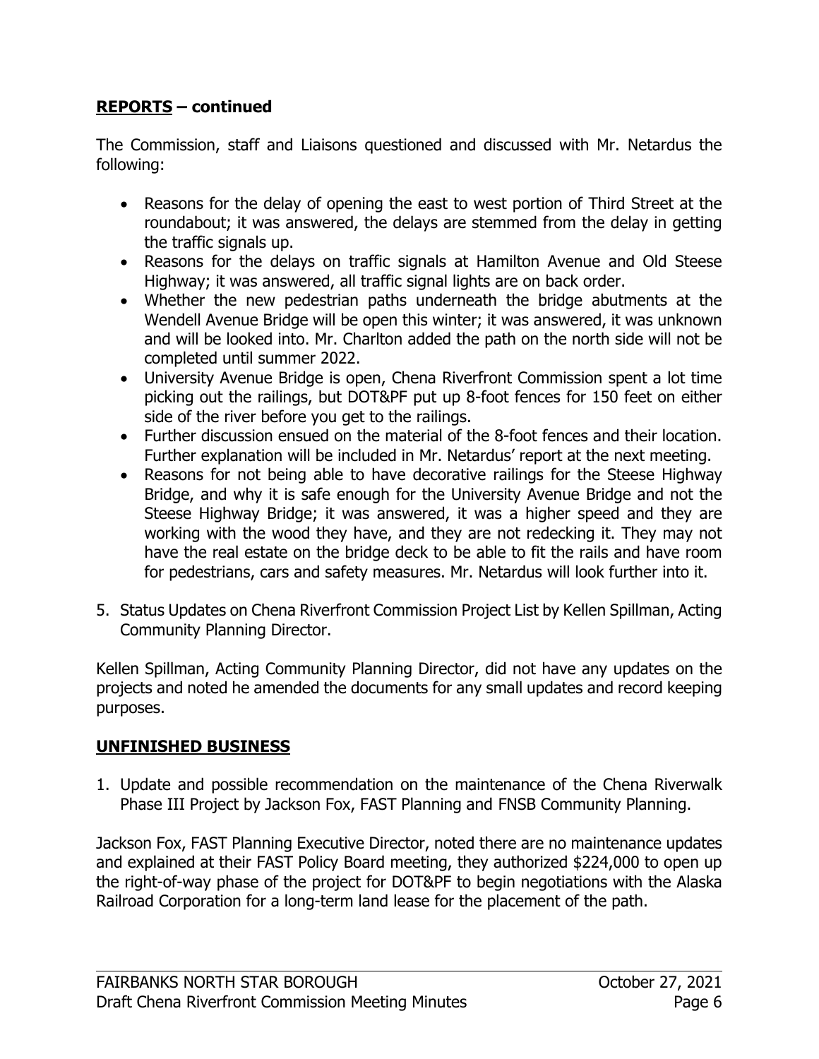## **REPORTS – continued**

The Commission, staff and Liaisons questioned and discussed with Mr. Netardus the following:

- Reasons for the delay of opening the east to west portion of Third Street at the roundabout; it was answered, the delays are stemmed from the delay in getting the traffic signals up.
- Reasons for the delays on traffic signals at Hamilton Avenue and Old Steese Highway; it was answered, all traffic signal lights are on back order.
- Whether the new pedestrian paths underneath the bridge abutments at the Wendell Avenue Bridge will be open this winter; it was answered, it was unknown and will be looked into. Mr. Charlton added the path on the north side will not be completed until summer 2022.
- University Avenue Bridge is open, Chena Riverfront Commission spent a lot time picking out the railings, but DOT&PF put up 8-foot fences for 150 feet on either side of the river before you get to the railings.
- Further discussion ensued on the material of the 8-foot fences and their location. Further explanation will be included in Mr. Netardus' report at the next meeting.
- Reasons for not being able to have decorative railings for the Steese Highway Bridge, and why it is safe enough for the University Avenue Bridge and not the Steese Highway Bridge; it was answered, it was a higher speed and they are working with the wood they have, and they are not redecking it. They may not have the real estate on the bridge deck to be able to fit the rails and have room for pedestrians, cars and safety measures. Mr. Netardus will look further into it.

5. Status Updates on Chena Riverfront Commission Project List by Kellen Spillman, Acting Community Planning Director.

Kellen Spillman, Acting Community Planning Director, did not have any updates on the projects and noted he amended the documents for any small updates and record keeping purposes.

## **UNFINISHED BUSINESS**

1. Update and possible recommendation on the maintenance of the Chena Riverwalk Phase III Project by Jackson Fox, FAST Planning and FNSB Community Planning.

Jackson Fox, FAST Planning Executive Director, noted there are no maintenance updates and explained at their FAST Policy Board meeting, they authorized $224,000 to open up the right-of-way phase of the project for DOT&PF to begin negotiations with the Alaska Railroad Corporation for a long-term land lease for the placement of the path.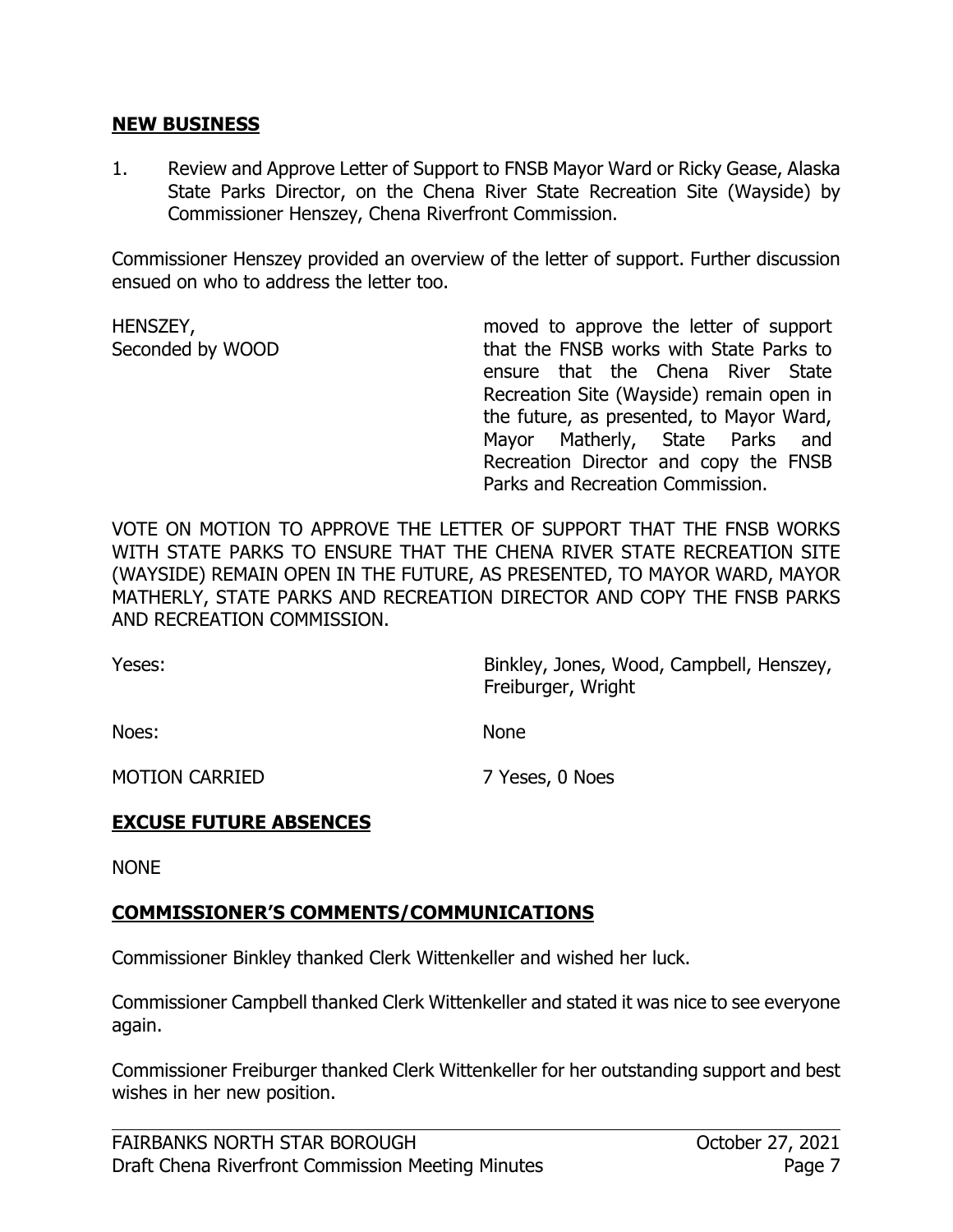## NEW BUSINESS

1. Review and Approve Letter of Support to FNSB Mayor Ward or Ricky Gease, Alaska State Parks Director, on the Chena River State Recreation Site (Wayside) by Commissioner Henszey, Chena Riverfront Commission.

Commissioner Henszey provided an overview of the letter of support. Further discussion ensued on who to address the letter too.

HENSZEY,
Seconded by WOOD

moved to approve the letter of support that the FNSB works with State Parks to ensure that the Chena River State Recreation Site (Wayside) remain open in the future, as presented, to Mayor Ward, Mayor Matherly, State Parks and Recreation Director and copy the FNSB Parks and Recreation Commission.

VOTE ON MOTION TO APPROVE THE LETTER OF SUPPORT THAT THE FNSB WORKS WITH STATE PARKS TO ENSURE THAT THE CHENA RIVER STATE RECREATION SITE (WAYSIDE) REMAIN OPEN IN THE FUTURE, AS PRESENTED, TO MAYOR WARD, MAYOR MATHERLY, STATE PARKS AND RECREATION DIRECTOR AND COPY THE FNSB PARKS AND RECREATION COMMISSION.

Yeses: Binkley, Jones, Wood, Campbell, Henszey, Freiburger, Wright

Noes: None

MOTION CARRIED 7 Yeses, 0 Noes

## EXCUSE FUTURE ABSENCES

NONE

## COMMISSIONER'S COMMENTS/COMMUNICATIONS

Commissioner Binkley thanked Clerk Wittenkeller and wished her luck.

Commissioner Campbell thanked Clerk Wittenkeller and stated it was nice to see everyone again.

Commissioner Freiburger thanked Clerk Wittenkeller for her outstanding support and best wishes in her new position.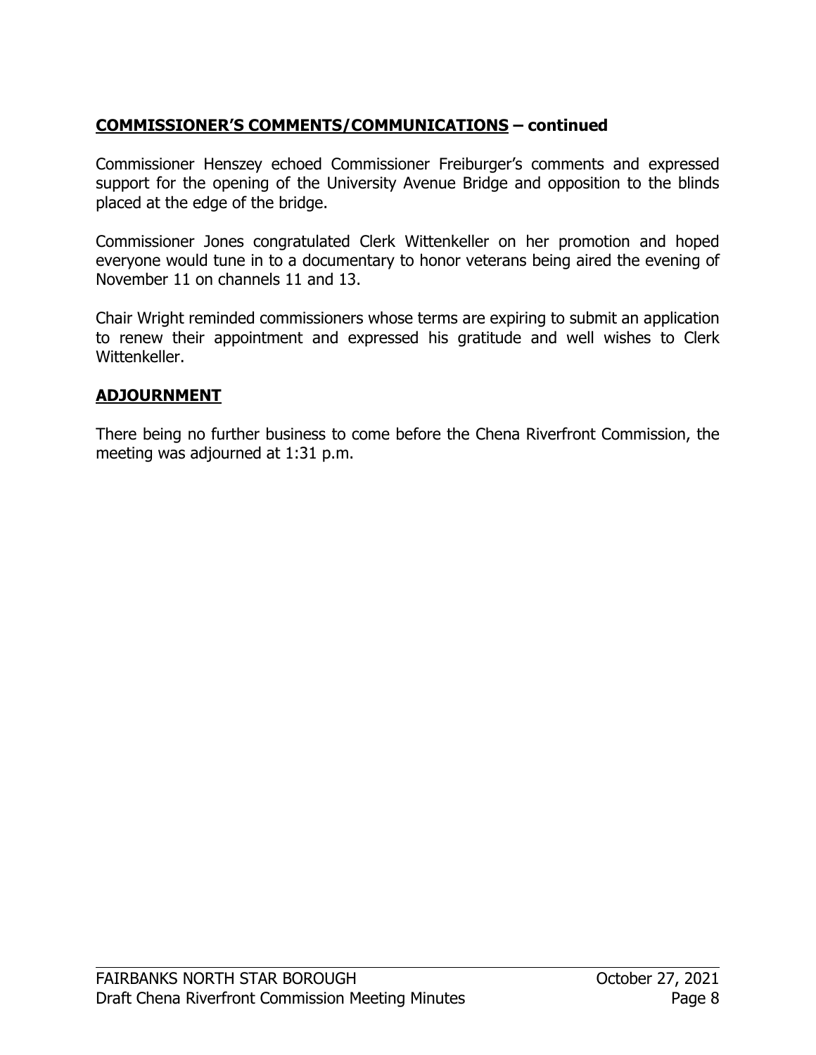## **COMMISSIONER'S COMMENTS/COMMUNICATIONS – continued**

Commissioner Henszey echoed Commissioner Freiburger's comments and expressed support for the opening of the University Avenue Bridge and opposition to the blinds placed at the edge of the bridge.

Commissioner Jones congratulated Clerk Wittenkeller on her promotion and hoped everyone would tune in to a documentary to honor veterans being aired the evening of November 11 on channels 11 and 13.

Chair Wright reminded commissioners whose terms are expiring to submit an application to renew their appointment and expressed his gratitude and well wishes to Clerk Wittenkeller.

## **ADJOURNMENT**

There being no further business to come before the Chena Riverfront Commission, the meeting was adjourned at 1:31 p.m.